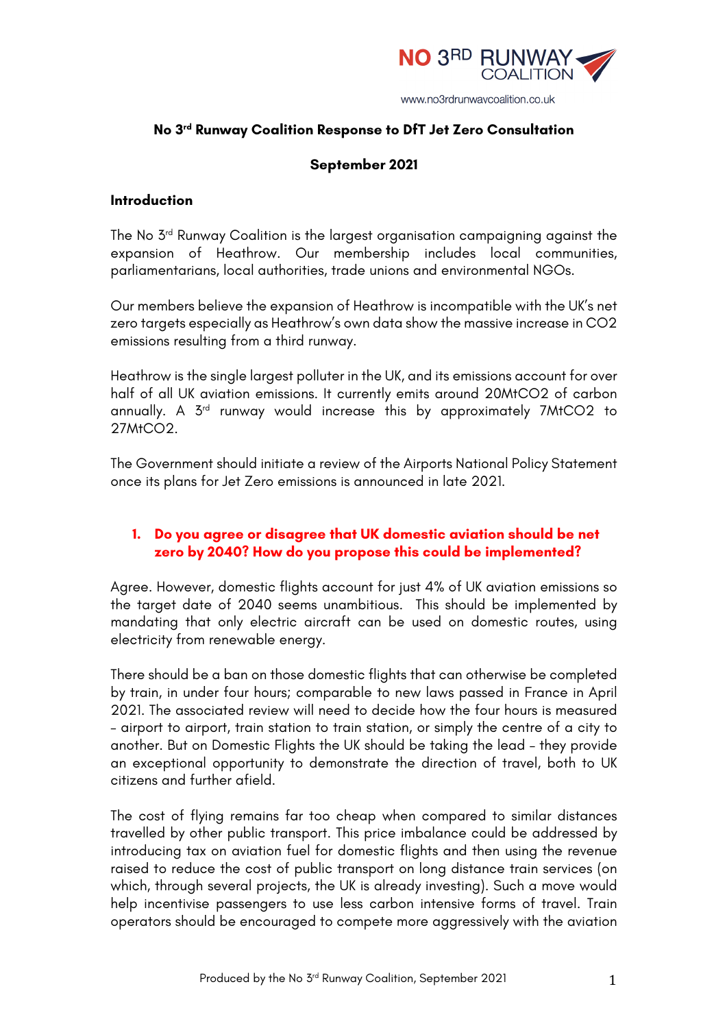NO 3RD RUNWAY COALITION

www.no3rdrunwaycoalition.co.uk

# No 3rd Runway Coalition Response to DfT Jet Zero Consultation

**September 2021**

## Introduction

The No 3rd Runway Coalition is the largest organisation campaigning against the expansion of Heathrow. Our membership includes local communities, parliamentarians, local authorities, trade unions and environmental NGOs.

Our members believe the expansion of Heathrow is incompatible with the UK's net zero targets especially as Heathrow's own data show the massive increase in $CO_2$ emissions resulting from a third runway.

Heathrow is the single largest polluter in the UK, and its emissions account for over half of all UK aviation emissions. It currently emits around 20Mt$CO_2$ of carbon annually. A 3rd runway would increase this by approximately 7Mt$CO_2$ to 27Mt$CO_2$.

The Government should initiate a review of the Airports National Policy Statement once its plans for Jet Zero emissions is announced in late 2021.

### 1. Do you agree or disagree that UK domestic aviation should be net zero by 2040? How do you propose this could be implemented?

Agree. However, domestic flights account for just 4% of UK aviation emissions so the target date of 2040 seems unambitious. This should be implemented by mandating that only electric aircraft can be used on domestic routes, using electricity from renewable energy.

There should be a ban on those domestic flights that can otherwise be completed by train, in under four hours; comparable to new laws passed in France in April 2021. The associated review will need to decide how the four hours is measured – airport to airport, train station to train station, or simply the centre of a city to another. But on Domestic Flights the UK should be taking the lead – they provide an exceptional opportunity to demonstrate the direction of travel, both to UK citizens and further afield.

The cost of flying remains far too cheap when compared to similar distances travelled by other public transport. This price imbalance could be addressed by introducing tax on aviation fuel for domestic flights and then using the revenue raised to reduce the cost of public transport on long distance train services (on which, through several projects, the UK is already investing). Such a move would help incentivise passengers to use less carbon intensive forms of travel. Train operators should be encouraged to compete more aggressively with the aviation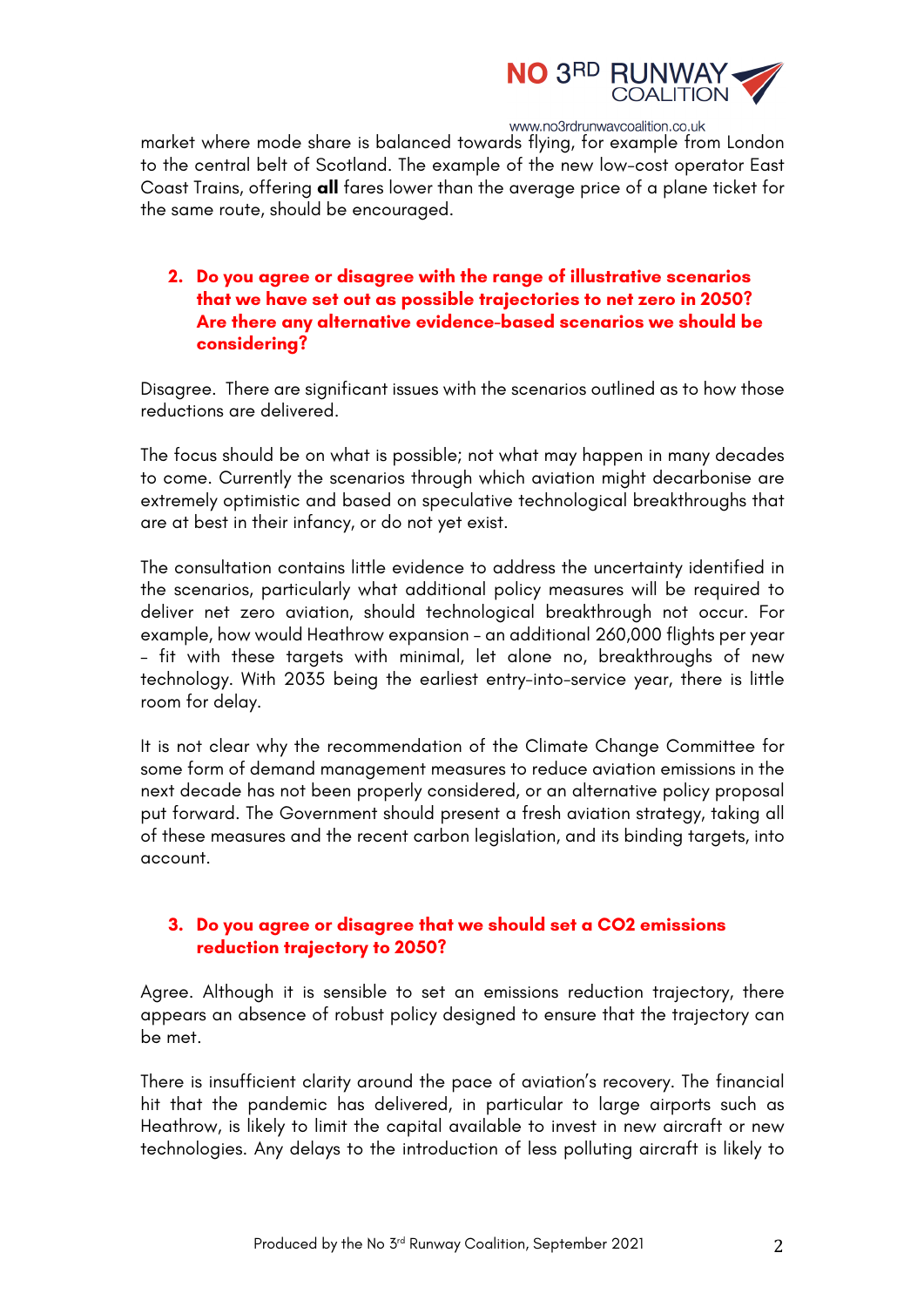market where mode share is balanced towards flying, for example from London to the central belt of Scotland. The example of the new low-cost operator East Coast Trains, offering **all** fares lower than the average price of a plane ticket for the same route, should be encouraged.

**2. Do you agree or disagree with the range of illustrative scenarios that we have set out as possible trajectories to net zero in 2050? Are there any alternative evidence-based scenarios we should be considering?**

Disagree. There are significant issues with the scenarios outlined as to how those reductions are delivered.

The focus should be on what is possible; not what may happen in many decades to come. Currently the scenarios through which aviation might decarbonise are extremely optimistic and based on speculative technological breakthroughs that are at best in their infancy, or do not yet exist.

The consultation contains little evidence to address the uncertainty identified in the scenarios, particularly what additional policy measures will be required to deliver net zero aviation, should technological breakthrough not occur. For example, how would Heathrow expansion – an additional 260,000 flights per year – fit with these targets with minimal, let alone no, breakthroughs of new technology. With 2035 being the earliest entry-into-service year, there is little room for delay.

It is not clear why the recommendation of the Climate Change Committee for some form of demand management measures to reduce aviation emissions in the next decade has not been properly considered, or an alternative policy proposal put forward. The Government should present a fresh aviation strategy, taking all of these measures and the recent carbon legislation, and its binding targets, into account.

**3. Do you agree or disagree that we should set a CO2 emissions reduction trajectory to 2050?**

Agree. Although it is sensible to set an emissions reduction trajectory, there appears an absence of robust policy designed to ensure that the trajectory can be met.

There is insufficient clarity around the pace of aviation's recovery. The financial hit that the pandemic has delivered, in particular to large airports such as Heathrow, is likely to limit the capital available to invest in new aircraft or new technologies. Any delays to the introduction of less polluting aircraft is likely to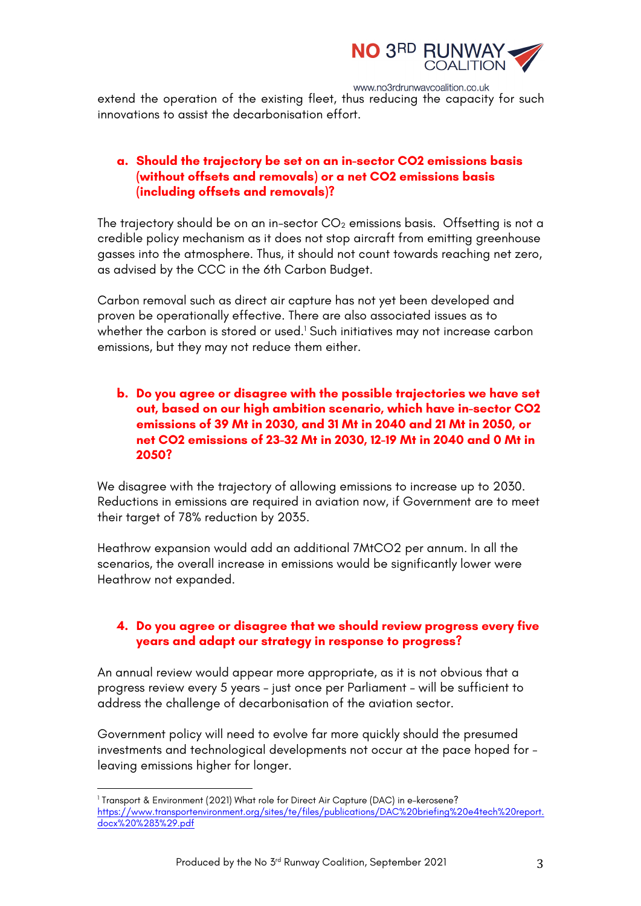extend the operation of the existing fleet, thus reducing the capacity for such innovations to assist the decarbonisation effort.

**a. Should the trajectory be set on an in-sector CO2 emissions basis (without offsets and removals) or a net CO2 emissions basis (including offsets and removals)?**

The trajectory should be on an in-sector $CO_2$ emissions basis. Offsetting is not a credible policy mechanism as it does not stop aircraft from emitting greenhouse gasses into the atmosphere. Thus, it should not count towards reaching net zero, as advised by the CCC in the 6th Carbon Budget.

Carbon removal such as direct air capture has not yet been developed and proven be operationally effective. There are also associated issues as to whether the carbon is stored or used.[1] Such initiatives may not increase carbon emissions, but they may not reduce them either.

**b. Do you agree or disagree with the possible trajectories we have set out, based on our high ambition scenario, which have in-sector CO2 emissions of 39 Mt in 2030, and 31 Mt in 2040 and 21 Mt in 2050, or net CO2 emissions of 23-32 Mt in 2030, 12-19 Mt in 2040 and 0 Mt in 2050?**

We disagree with the trajectory of allowing emissions to increase up to 2030. Reductions in emissions are required in aviation now, if Government are to meet their target of 78% reduction by 2035.

Heathrow expansion would add an additional 7MtCO2 per annum. In all the scenarios, the overall increase in emissions would be significantly lower were Heathrow not expanded.

**4. Do you agree or disagree that we should review progress every five years and adapt our strategy in response to progress?**

An annual review would appear more appropriate, as it is not obvious that a progress review every 5 years – just once per Parliament – will be sufficient to address the challenge of decarbonisation of the aviation sector.

Government policy will need to evolve far more quickly should the presumed investments and technological developments not occur at the pace hoped for – leaving emissions higher for longer.

---

[1] Transport & Environment (2021) What role for Direct Air Capture (DAC) in e-kerosene? https://www.transportenvironment.org/sites/te/files/publications/DAC%20briefing%20e4tech%20report.docx%20%283%29.pdf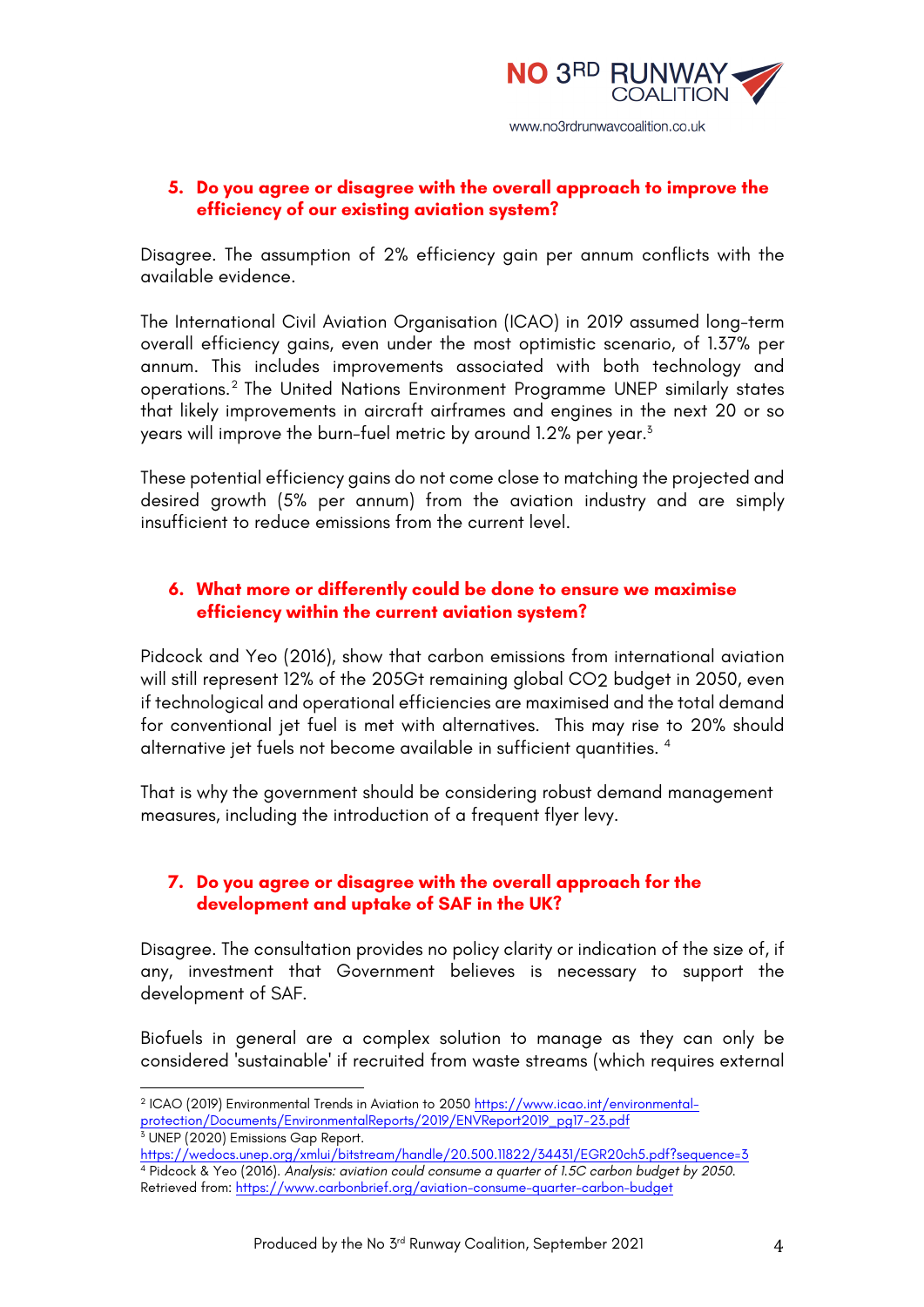**5. Do you agree or disagree with the overall approach to improve the efficiency of our existing aviation system?**

Disagree. The assumption of 2% efficiency gain per annum conflicts with the available evidence.

The International Civil Aviation Organisation (ICAO) in 2019 assumed long-term overall efficiency gains, even under the most optimistic scenario, of 1.37% per annum. This includes improvements associated with both technology and operations.[2] The United Nations Environment Programme UNEP similarly states that likely improvements in aircraft airframes and engines in the next 20 or so years will improve the burn-fuel metric by around 1.2% per year.[3]

These potential efficiency gains do not come close to matching the projected and desired growth (5% per annum) from the aviation industry and are simply insufficient to reduce emissions from the current level.

**6. What more or differently could be done to ensure we maximise efficiency within the current aviation system?**

Pidcock and Yeo (2016), show that carbon emissions from international aviation will still represent 12% of the 205Gt remaining global $CO_2$ budget in 2050, even if technological and operational efficiencies are maximised and the total demand for conventional jet fuel is met with alternatives. This may rise to 20% should alternative jet fuels not become available in sufficient quantities. [4]

That is why the government should be considering robust demand management measures, including the introduction of a frequent flyer levy.

**7. Do you agree or disagree with the overall approach for the development and uptake of SAF in the UK?**

Disagree. The consultation provides no policy clarity or indication of the size of, if any, investment that Government believes is necessary to support the development of SAF.

Biofuels in general are a complex solution to manage as they can only be considered 'sustainable' if recruited from waste streams (which requires external

---

[2] ICAO (2019) Environmental Trends in Aviation to 2050 https://www.icao.int/environmental-protection/Documents/EnvironmentalReports/2019/ENVReport2019_pg17-23.pdf

[3] UNEP (2020) Emissions Gap Report. https://wedocs.unep.org/xmlui/bitstream/handle/20.500.11822/34431/EGR20ch5.pdf?sequence=3

[4] Pidcock & Yeo (2016). *Analysis: aviation could consume a quarter of 1.5C carbon budget by 2050.* Retrieved from: https://www.carbonbrief.org/aviation-consume-quarter-carbon-budget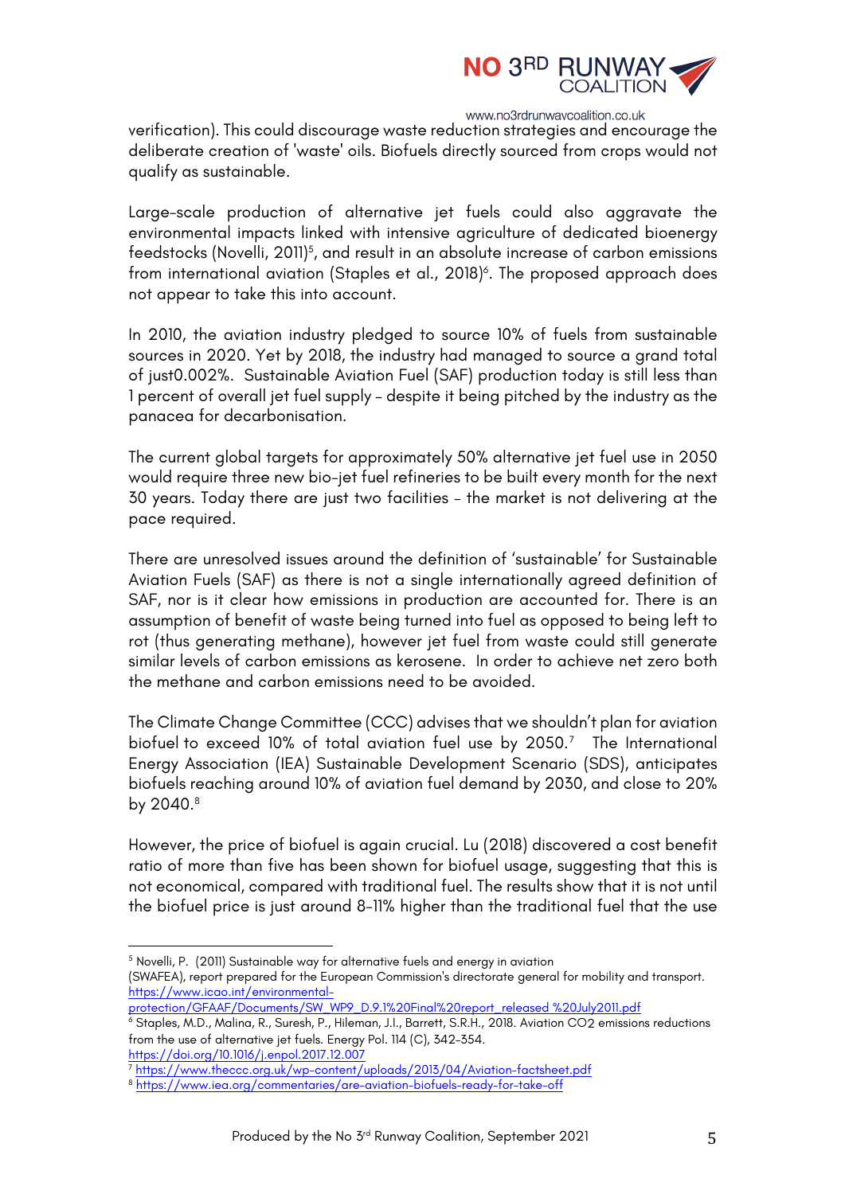verification). This could discourage waste reduction strategies and encourage the deliberate creation of 'waste' oils. Biofuels directly sourced from crops would not qualify as sustainable.

Large-scale production of alternative jet fuels could also aggravate the environmental impacts linked with intensive agriculture of dedicated bioenergy feedstocks (Novelli, 2011)[5], and result in an absolute increase of carbon emissions from international aviation (Staples et al., 2018)[6]. The proposed approach does not appear to take this into account.

In 2010, the aviation industry pledged to source 10% of fuels from sustainable sources in 2020. Yet by 2018, the industry had managed to source a grand total of just0.002%. Sustainable Aviation Fuel (SAF) production today is still less than 1 percent of overall jet fuel supply – despite it being pitched by the industry as the panacea for decarbonisation.

The current global targets for approximately 50% alternative jet fuel use in 2050 would require three new bio-jet fuel refineries to be built every month for the next 30 years. Today there are just two facilities – the market is not delivering at the pace required.

There are unresolved issues around the definition of 'sustainable' for Sustainable Aviation Fuels (SAF) as there is not a single internationally agreed definition of SAF, nor is it clear how emissions in production are accounted for. There is an assumption of benefit of waste being turned into fuel as opposed to being left to rot (thus generating methane), however jet fuel from waste could still generate similar levels of carbon emissions as kerosene. In order to achieve net zero both the methane and carbon emissions need to be avoided.

The Climate Change Committee (CCC) advises that we shouldn't plan for aviation biofuel to exceed 10% of total aviation fuel use by 2050.[7] The International Energy Association (IEA) Sustainable Development Scenario (SDS), anticipates biofuels reaching around 10% of aviation fuel demand by 2030, and close to 20% by 2040.[8]

However, the price of biofuel is again crucial. Lu (2018) discovered a cost benefit ratio of more than five has been shown for biofuel usage, suggesting that this is not economical, compared with traditional fuel. The results show that it is not until the biofuel price is just around 8-11% higher than the traditional fuel that the use

---

[5] Novelli, P. (2011) Sustainable way for alternative fuels and energy in aviation (SWAFEA), report prepared for the European Commission's directorate general for mobility and transport. https://www.icao.int/environmental-protection/GFAAF/Documents/SW_WP9_D.9.1%20Final%20report_released %20July2011.pdf

[6] Staples, M.D., Malina, R., Suresh, P., Hileman, J.I., Barrett, S.R.H., 2018. Aviation CO2 emissions reductions from the use of alternative jet fuels. Energy Pol. 114 (C), 342-354. https://doi.org/10.1016/j.enpol.2017.12.007

[7] https://www.theccc.org.uk/wp-content/uploads/2013/04/Aviation-factsheet.pdf

[8] https://www.iea.org/commentaries/are-aviation-biofuels-ready-for-take-off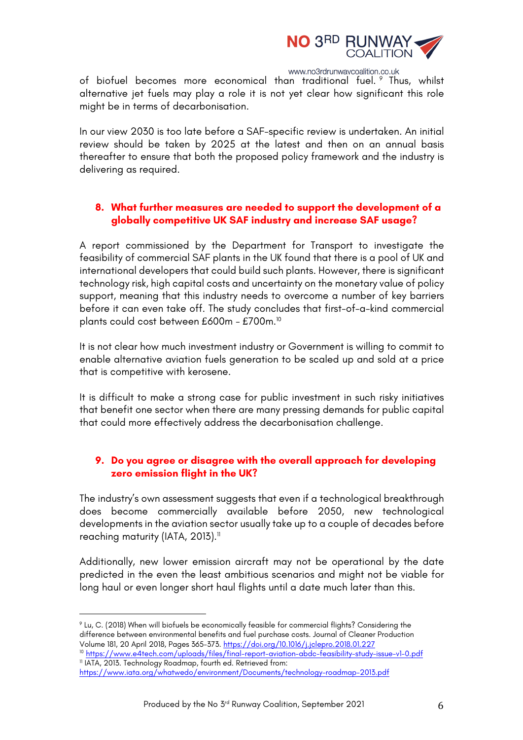of biofuel becomes more economical than traditional fuel.[9] Thus, whilst alternative jet fuels may play a role it is not yet clear how significant this role might be in terms of decarbonisation.

In our view 2030 is too late before a SAF-specific review is undertaken. An initial review should be taken by 2025 at the latest and then on an annual basis thereafter to ensure that both the proposed policy framework and the industry is delivering as required.

### 8. What further measures are needed to support the development of a globally competitive UK SAF industry and increase SAF usage?

A report commissioned by the Department for Transport to investigate the feasibility of commercial SAF plants in the UK found that there is a pool of UK and international developers that could build such plants. However, there is significant technology risk, high capital costs and uncertainty on the monetary value of policy support, meaning that this industry needs to overcome a number of key barriers before it can even take off. The study concludes that first-of-a-kind commercial plants could cost between £600m - £700m.[10]

It is not clear how much investment industry or Government is willing to commit to enable alternative aviation fuels generation to be scaled up and sold at a price that is competitive with kerosene.

It is difficult to make a strong case for public investment in such risky initiatives that benefit one sector when there are many pressing demands for public capital that could more effectively address the decarbonisation challenge.

### 9. Do you agree or disagree with the overall approach for developing zero emission flight in the UK?

The industry's own assessment suggests that even if a technological breakthrough does become commercially available before 2050, new technological developments in the aviation sector usually take up to a couple of decades before reaching maturity (IATA, 2013).[11]

Additionally, new lower emission aircraft may not be operational by the date predicted in the even the least ambitious scenarios and might not be viable for long haul or even longer short haul flights until a date much later than this.

---

[9] Lu, C. (2018) When will biofuels be economically feasible for commercial flights? Considering the difference between environmental benefits and fuel purchase costs. Journal of Cleaner Production Volume 181, 20 April 2018, Pages 365-373. https://doi.org/10.1016/j.jclepro.2018.01.227

[10] https://www.e4tech.com/uploads/files/final-report-aviation-abdc-feasibility-study-issue-v1-0.pdf

[11] IATA, 2013. Technology Roadmap, fourth ed. Retrieved from: https://www.iata.org/whatwedo/environment/Documents/technology-roadmap-2013.pdf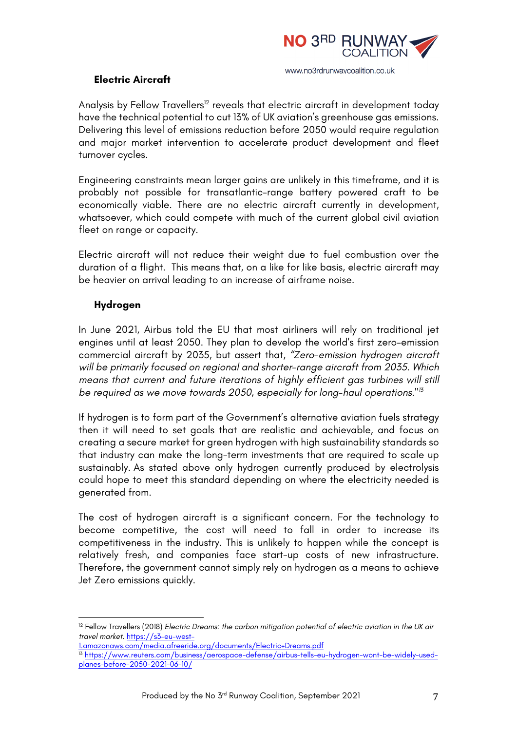### Electric Aircraft

Analysis by Fellow Travellers[12] reveals that electric aircraft in development today have the technical potential to cut 13% of UK aviation's greenhouse gas emissions. Delivering this level of emissions reduction before 2050 would require regulation and major market intervention to accelerate product development and fleet turnover cycles.

Engineering constraints mean larger gains are unlikely in this timeframe, and it is probably not possible for transatlantic-range battery powered craft to be economically viable. There are no electric aircraft currently in development, whatsoever, which could compete with much of the current global civil aviation fleet on range or capacity.

Electric aircraft will not reduce their weight due to fuel combustion over the duration of a flight. This means that, on a like for like basis, electric aircraft may be heavier on arrival leading to an increase of airframe noise.

### Hydrogen

In June 2021, Airbus told the EU that most airliners will rely on traditional jet engines until at least 2050. They plan to develop the world's first zero-emission commercial aircraft by 2035, but assert that, *"Zero-emission hydrogen aircraft will be primarily focused on regional and shorter-range aircraft from 2035. Which means that current and future iterations of highly efficient gas turbines will still be required as we move towards 2050, especially for long-haul operations.*"[13]

If hydrogen is to form part of the Government's alternative aviation fuels strategy then it will need to set goals that are realistic and achievable, and focus on creating a secure market for green hydrogen with high sustainability standards so that industry can make the long-term investments that are required to scale up sustainably. As stated above only hydrogen currently produced by electrolysis could hope to meet this standard depending on where the electricity needed is generated from.

The cost of hydrogen aircraft is a significant concern. For the technology to become competitive, the cost will need to fall in order to increase its competitiveness in the industry. This is unlikely to happen while the concept is relatively fresh, and companies face start-up costs of new infrastructure. Therefore, the government cannot simply rely on hydrogen as a means to achieve Jet Zero emissions quickly.

---

[12] Fellow Travellers (2018) *Electric Dreams: the carbon mitigation potential of electric aviation in the UK air travel market.* https://s3-eu-west-1.amazonaws.com/media.afreeride.org/documents/Electric+Dreams.pdf

[13] https://www.reuters.com/business/aerospace-defense/airbus-tells-eu-hydrogen-wont-be-widely-used-planes-before-2050-2021-06-10/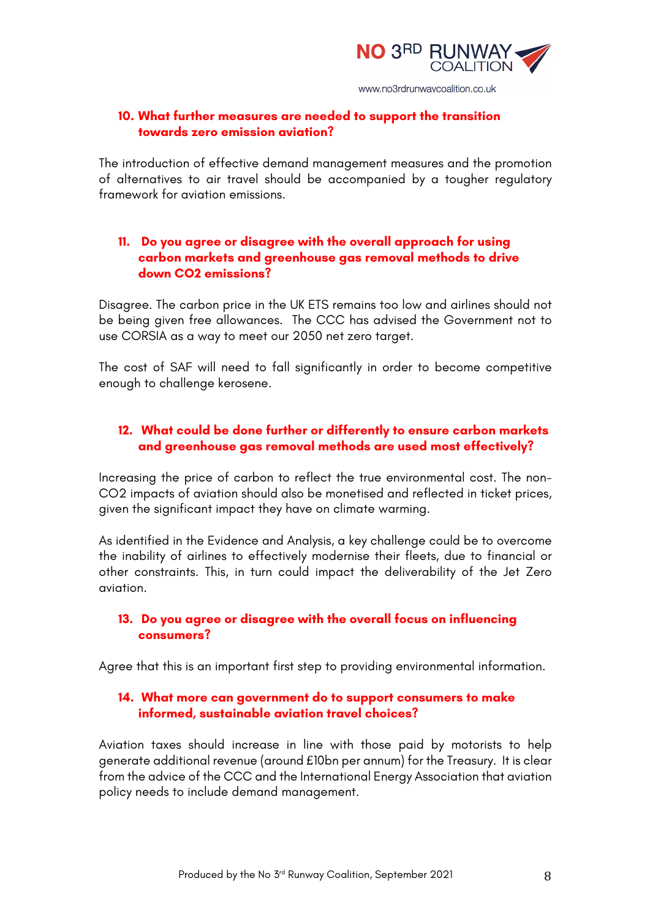## 10. What further measures are needed to support the transition towards zero emission aviation?

The introduction of effective demand management measures and the promotion of alternatives to air travel should be accompanied by a tougher regulatory framework for aviation emissions.

## 11. Do you agree or disagree with the overall approach for using carbon markets and greenhouse gas removal methods to drive down CO2 emissions?

Disagree. The carbon price in the UK ETS remains too low and airlines should not be being given free allowances. The CCC has advised the Government not to use CORSIA as a way to meet our 2050 net zero target.

The cost of SAF will need to fall significantly in order to become competitive enough to challenge kerosene.

## 12. What could be done further or differently to ensure carbon markets and greenhouse gas removal methods are used most effectively?

Increasing the price of carbon to reflect the true environmental cost. The non-CO2 impacts of aviation should also be monetised and reflected in ticket prices, given the significant impact they have on climate warming.

As identified in the Evidence and Analysis, a key challenge could be to overcome the inability of airlines to effectively modernise their fleets, due to financial or other constraints. This, in turn could impact the deliverability of the Jet Zero aviation.

## 13. Do you agree or disagree with the overall focus on influencing consumers?

Agree that this is an important first step to providing environmental information.

## 14. What more can government do to support consumers to make informed, sustainable aviation travel choices?

Aviation taxes should increase in line with those paid by motorists to help generate additional revenue (around £10bn per annum) for the Treasury. It is clear from the advice of the CCC and the International Energy Association that aviation policy needs to include demand management.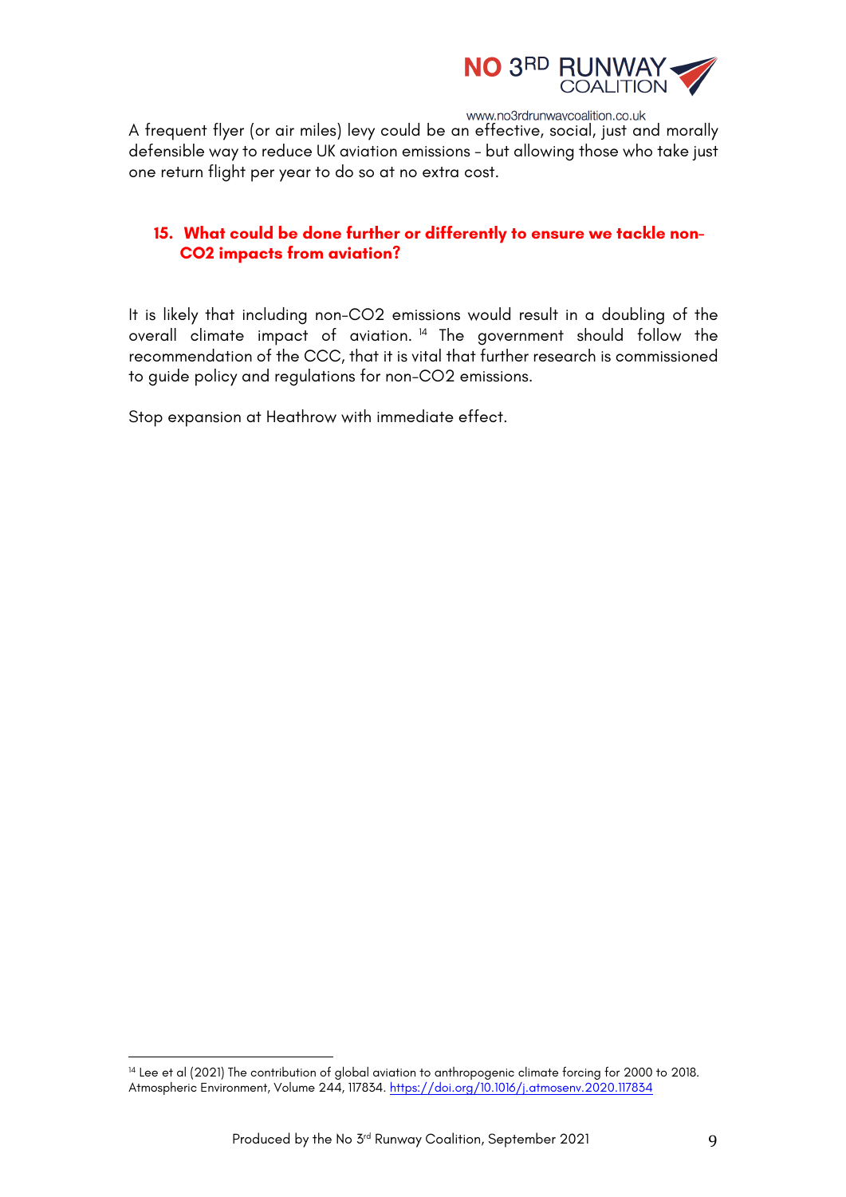A frequent flyer (or air miles) levy could be an effective, social, just and morally defensible way to reduce UK aviation emissions - but allowing those who take just one return flight per year to do so at no extra cost.

## 15. What could be done further or differently to ensure we tackle non-CO2 impacts from aviation?

It is likely that including non-CO2 emissions would result in a doubling of the overall climate impact of aviation.[14] The government should follow the recommendation of the CCC, that it is vital that further research is commissioned to guide policy and regulations for non-CO2 emissions.

Stop expansion at Heathrow with immediate effect.

---

[14] Lee et al (2021) The contribution of global aviation to anthropogenic climate forcing for 2000 to 2018. Atmospheric Environment, Volume 244, 117834. https://doi.org/10.1016/j.atmosenv.2020.117834